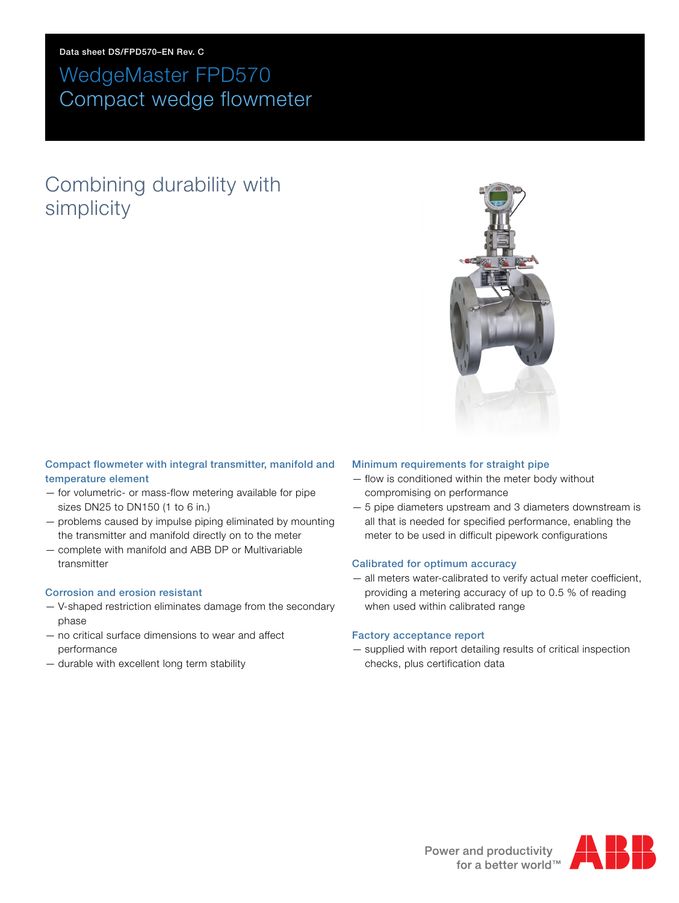Data sheet DS/FPD570–EN Rev. C

# WedgeMaster FPD570
# Compact wedge flowmeter

## Combining durability with simplicity

### Compact flowmeter with integral transmitter, manifold and temperature element

- for volumetric- or mass-flow metering available for pipe sizes DN25 to DN150 (1 to 6 in.)
- problems caused by impulse piping eliminated by mounting the transmitter and manifold directly on to the meter
- complete with manifold and ABB DP or Multivariable transmitter

### Corrosion and erosion resistant

- V-shaped restriction eliminates damage from the secondary phase
- no critical surface dimensions to wear and affect performance
- durable with excellent long term stability

### Minimum requirements for straight pipe

- flow is conditioned within the meter body without compromising on performance
- 5 pipe diameters upstream and 3 diameters downstream is all that is needed for specified performance, enabling the meter to be used in difficult pipework configurations

### Calibrated for optimum accuracy

- all meters water-calibrated to verify actual meter coefficient, providing a metering accuracy of up to 0.5 % of reading when used within calibrated range

### Factory acceptance report

- supplied with report detailing results of critical inspection checks, plus certification data

Power and productivity
for a better world™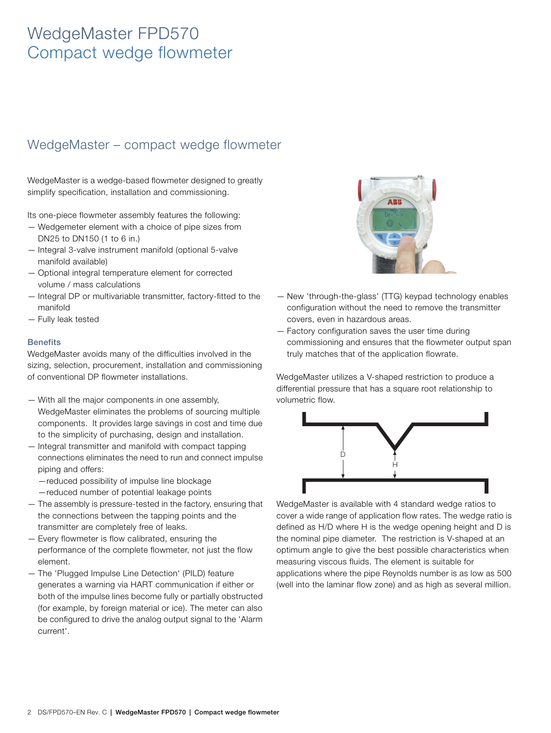# WedgeMaster FPD570
# Compact wedge flowmeter

## WedgeMaster – compact wedge flowmeter

WedgeMaster is a wedge-based flowmeter designed to greatly simplify specification, installation and commissioning.

Its one-piece flowmeter assembly features the following:

- Wedgemeter element with a choice of pipe sizes from DN25 to DN150 (1 to 6 in.)
- Integral 3-valve instrument manifold (optional 5-valve manifold available)
- Optional integral temperature element for corrected volume / mass calculations
- Integral DP or multivariable transmitter, factory-fitted to the manifold
- Fully leak tested

### Benefits

WedgeMaster avoids many of the difficulties involved in the sizing, selection, procurement, installation and commissioning of conventional DP flowmeter installations.

- With all the major components in one assembly, WedgeMaster eliminates the problems of sourcing multiple components. It provides large savings in cost and time due to the simplicity of purchasing, design and installation.
- Integral transmitter and manifold with compact tapping connections eliminates the need to run and connect impulse piping and offers:
  - reduced possibility of impulse line blockage
  - reduced number of potential leakage points
- The assembly is pressure-tested in the factory, ensuring that the connections between the tapping points and the transmitter are completely free of leaks.
- Every flowmeter is flow calibrated, ensuring the performance of the complete flowmeter, not just the flow element.
- The 'Plugged Impulse Line Detection' (PILD) feature generates a warning via HART communication if either or both of the impulse lines become fully or partially obstructed (for example, by foreign material or ice). The meter can also be configured to drive the analog output signal to the 'Alarm current'.
- New 'through-the-glass' (TTG) keypad technology enables configuration without the need to remove the transmitter covers, even in hazardous areas.
- Factory configuration saves the user time during commissioning and ensures that the flowmeter output span truly matches that of the application flowrate.

WedgeMaster utilizes a V-shaped restriction to produce a differential pressure that has a square root relationship to volumetric flow.

WedgeMaster is available with 4 standard wedge ratios to cover a wide range of application flow rates. The wedge ratio is defined as H/D where H is the wedge opening height and D is the nominal pipe diameter. The restriction is V-shaped at an optimum angle to give the best possible characteristics when measuring viscous fluids. The element is suitable for applications where the pipe Reynolds number is as low as 500 (well into the laminar flow zone) and as high as several million.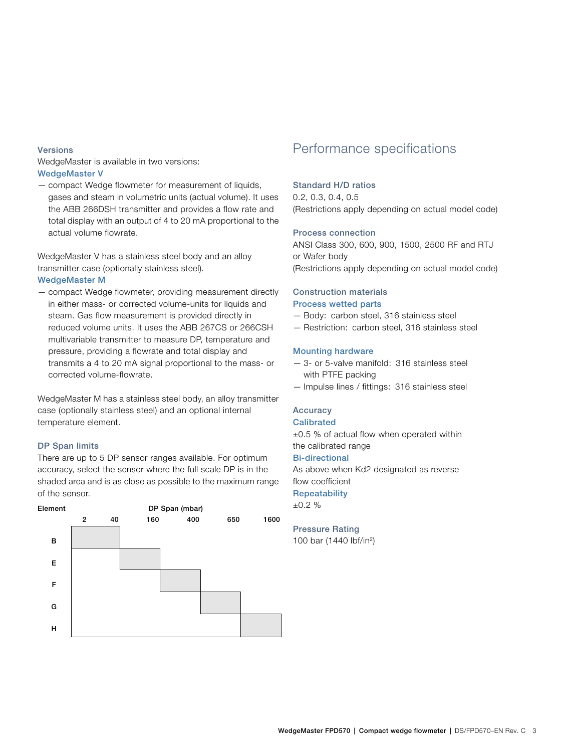### Versions

WedgeMaster is available in two versions:

#### WedgeMaster V

- compact Wedge flowmeter for measurement of liquids, gases and steam in volumetric units (actual volume). It uses the ABB 266DSH transmitter and provides a flow rate and total display with an output of 4 to 20 mA proportional to the actual volume flowrate.

WedgeMaster V has a stainless steel body and an alloy transmitter case (optionally stainless steel).

#### WedgeMaster M

- compact Wedge flowmeter, providing measurement directly in either mass- or corrected volume-units for liquids and steam. Gas flow measurement is provided directly in reduced volume units. It uses the ABB 267CS or 266CSH multivariable transmitter to measure DP, temperature and pressure, providing a flowrate and total display and transmits a 4 to 20 mA signal proportional to the mass- or corrected volume-flowrate.

WedgeMaster M has a stainless steel body, an alloy transmitter case (optionally stainless steel) and an optional internal temperature element.

### DP Span limits

There are up to 5 DP sensor ranges available. For optimum accuracy, select the sensor where the full scale DP is in the shaded area and is as close as possible to the maximum range of the sensor.

| Element | DP Span (mbar) |
|---|---|
| B | 2 to 40 |
| E | 40 to 160 |
| F | 160 to 400 |
| G | 400 to 650 |
| H | 650 to 1600 |

## Performance specifications

### Standard H/D ratios

0.2, 0.3, 0.4, 0.5
(Restrictions apply depending on actual model code)

### Process connection

ANSI Class 300, 600, 900, 1500, 2500 RF and RTJ or Wafer body
(Restrictions apply depending on actual model code)

### Construction materials

#### Process wetted parts

- Body: carbon steel, 316 stainless steel
- Restriction: carbon steel, 316 stainless steel

#### Mounting hardware

- 3- or 5-valve manifold: 316 stainless steel with PTFE packing
- Impulse lines / fittings: 316 stainless steel

### Accuracy

#### Calibrated

±0.5 % of actual flow when operated within the calibrated range

#### Bi-directional

As above when Kd2 designated as reverse flow coefficient

#### Repeatability

±0.2 %

### Pressure Rating

100 bar (1440 lbf/in$^2$)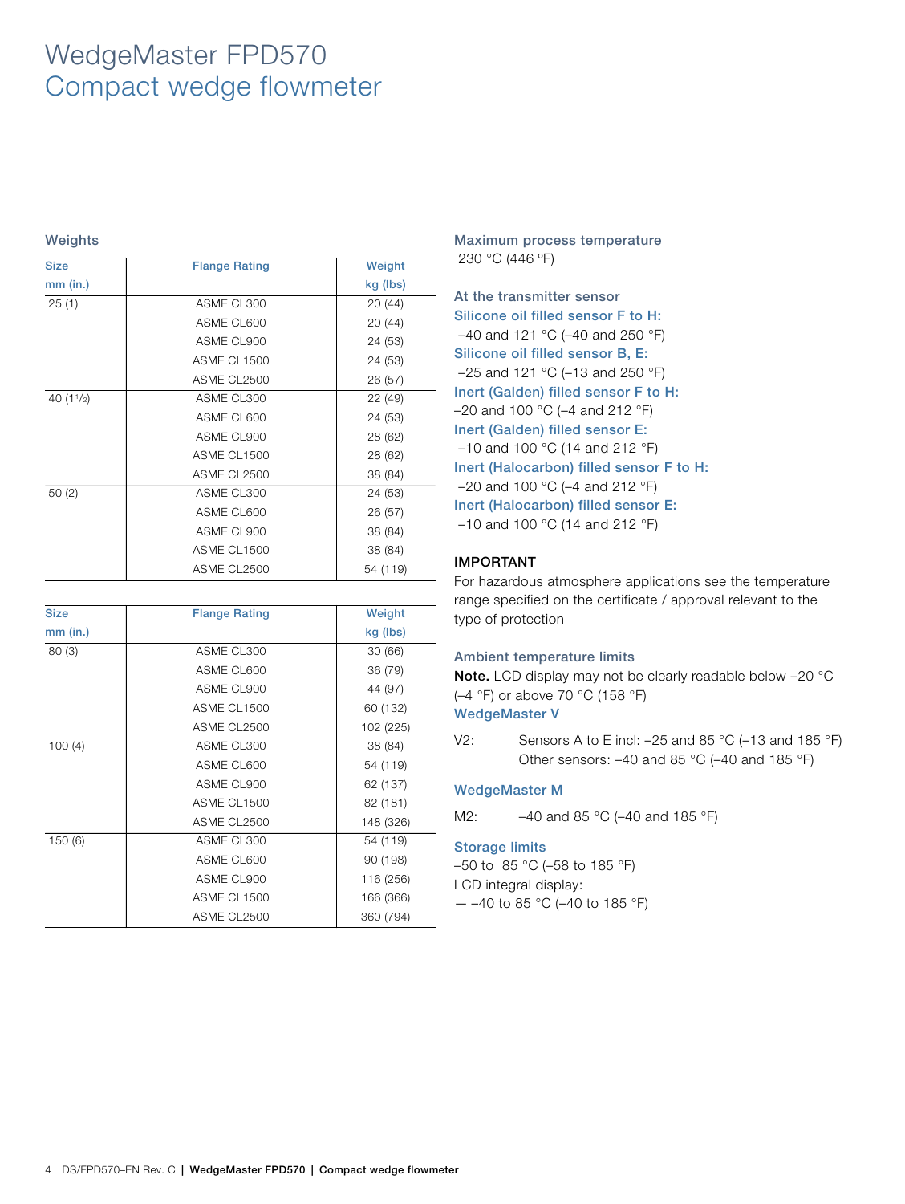# WedgeMaster FPD570
# Compact wedge flowmeter

## Weights

| Size mm (in.) | Flange Rating | Weight kg (lbs) |
|---|---|---|
| 25 (1) | ASME CL300 | 20 (44) |
| | ASME CL600 | 20 (44) |
| | ASME CL900 | 24 (53) |
| | ASME CL1500 | 24 (53) |
| | ASME CL2500 | 26 (57) |
| 40 (1½) | ASME CL300 | 22 (49) |
| | ASME CL600 | 24 (53) |
| | ASME CL900 | 28 (62) |
| | ASME CL1500 | 28 (62) |
| | ASME CL2500 | 38 (84) |
| 50 (2) | ASME CL300 | 24 (53) |
| | ASME CL600 | 26 (57) |
| | ASME CL900 | 38 (84) |
| | ASME CL1500 | 38 (84) |
| | ASME CL2500 | 54 (119) |

| Size mm (in.) | Flange Rating | Weight kg (lbs) |
|---|---|---|
| 80 (3) | ASME CL300 | 30 (66) |
| | ASME CL600 | 36 (79) |
| | ASME CL900 | 44 (97) |
| | ASME CL1500 | 60 (132) |
| | ASME CL2500 | 102 (225) |
| 100 (4) | ASME CL300 | 38 (84) |
| | ASME CL600 | 54 (119) |
| | ASME CL900 | 62 (137) |
| | ASME CL1500 | 82 (181) |
| | ASME CL2500 | 148 (326) |
| 150 (6) | ASME CL300 | 54 (119) |
| | ASME CL600 | 90 (198) |
| | ASME CL900 | 116 (256) |
| | ASME CL1500 | 166 (366) |
| | ASME CL2500 | 360 (794) |

## Maximum process temperature

230 °C (446 °F)

### At the transmitter sensor

**Silicone oil filled sensor F to H:**
–40 and 121 °C (–40 and 250 °F)

**Silicone oil filled sensor B, E:**
–25 and 121 °C (–13 and 250 °F)

**Inert (Galden) filled sensor F to H:**
–20 and 100 °C (–4 and 212 °F)

**Inert (Galden) filled sensor E:**
–10 and 100 °C (14 and 212 °F)

**Inert (Halocarbon) filled sensor F to H:**
–20 and 100 °C (–4 and 212 °F)

**Inert (Halocarbon) filled sensor E:**
–10 and 100 °C (14 and 212 °F)

### IMPORTANT

For hazardous atmosphere applications see the temperature range specified on the certificate / approval relevant to the type of protection

## Ambient temperature limits

**Note.** LCD display may not be clearly readable below –20 °C (–4 °F) or above 70 °C (158 °F)

### WedgeMaster V

V2: Sensors A to E incl: –25 and 85 °C (–13 and 185 °F)
Other sensors: –40 and 85 °C (–40 and 185 °F)

### WedgeMaster M

M2: –40 and 85 °C (–40 and 185 °F)

## Storage limits

–50 to 85 °C (–58 to 185 °F)
LCD integral display:
— –40 to 85 °C (–40 to 185 °F)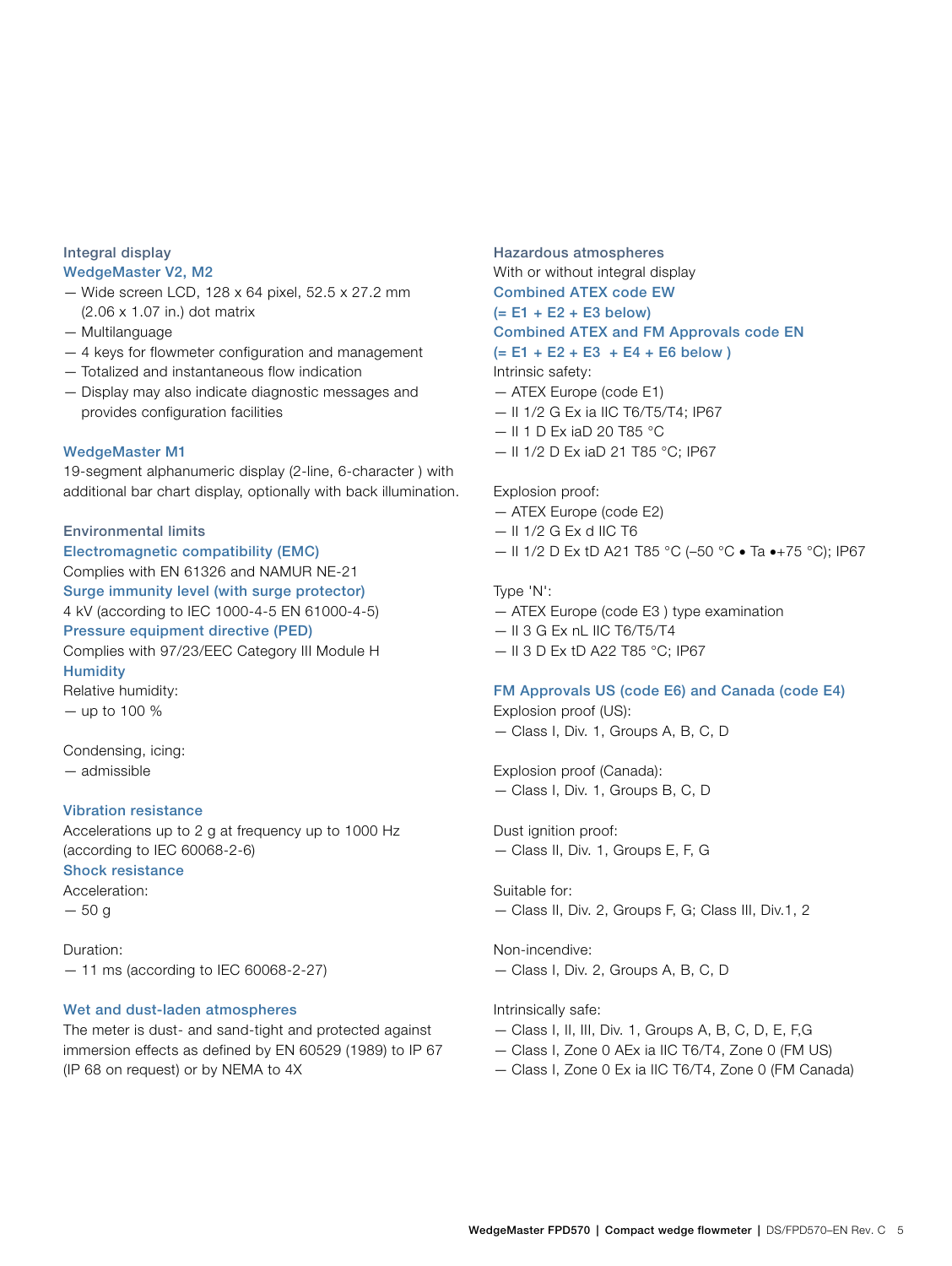### Integral display

#### WedgeMaster V2, M2

- Wide screen LCD, 128 x 64 pixel, 52.5 x 27.2 mm (2.06 x 1.07 in.) dot matrix
- Multilanguage
- 4 keys for flowmeter configuration and management
- Totalized and instantaneous flow indication
- Display may also indicate diagnostic messages and provides configuration facilities

#### WedgeMaster M1

19-segment alphanumeric display (2-line, 6-character ) with additional bar chart display, optionally with back illumination.

### Environmental limits

#### Electromagnetic compatibility (EMC)

Complies with EN 61326 and NAMUR NE-21

#### Surge immunity level (with surge protector)

4 kV (according to IEC 1000-4-5 EN 61000-4-5)

#### Pressure equipment directive (PED)

Complies with 97/23/EEC Category III Module H

#### Humidity

Relative humidity:
- up to 100 %

Condensing, icing:
- admissible

#### Vibration resistance

Accelerations up to 2 g at frequency up to 1000 Hz (according to IEC 60068-2-6)

#### Shock resistance

Acceleration:
- 50 g

Duration:
- 11 ms (according to IEC 60068-2-27)

#### Wet and dust-laden atmospheres

The meter is dust- and sand-tight and protected against immersion effects as defined by EN 60529 (1989) to IP 67 (IP 68 on request) or by NEMA to 4X

### Hazardous atmospheres

With or without integral display

#### Combined ATEX code EW (= E1 + E2 + E3 below)

#### Combined ATEX and FM Approvals code EN (= E1 + E2 + E3 + E4 + E6 below )

Intrinsic safety:
- ATEX Europe (code E1)
- II 1/2 G Ex ia IIC T6/T5/T4; IP67
- II 1 D Ex iaD 20 T85 °C
- II 1/2 D Ex iaD 21 T85 °C; IP67

Explosion proof:
- ATEX Europe (code E2)
- II 1/2 G Ex d IIC T6
- II 1/2 D Ex tD A21 T85 °C (–50 °C • Ta •+75 °C); IP67

Type 'N':
- ATEX Europe (code E3 ) type examination
- II 3 G Ex nL IIC T6/T5/T4
- II 3 D Ex tD A22 T85 °C; IP67

#### FM Approvals US (code E6) and Canada (code E4)

Explosion proof (US):
- Class I, Div. 1, Groups A, B, C, D

Explosion proof (Canada):
- Class I, Div. 1, Groups B, C, D

Dust ignition proof:
- Class II, Div. 1, Groups E, F, G

Suitable for:
- Class II, Div. 2, Groups F, G; Class III, Div.1, 2

Non-incendive:
- Class I, Div. 2, Groups A, B, C, D

Intrinsically safe:
- Class I, II, III, Div. 1, Groups A, B, C, D, E, F,G
- Class I, Zone 0 AEx ia IIC T6/T4, Zone 0 (FM US)
- Class I, Zone 0 Ex ia IIC T6/T4, Zone 0 (FM Canada)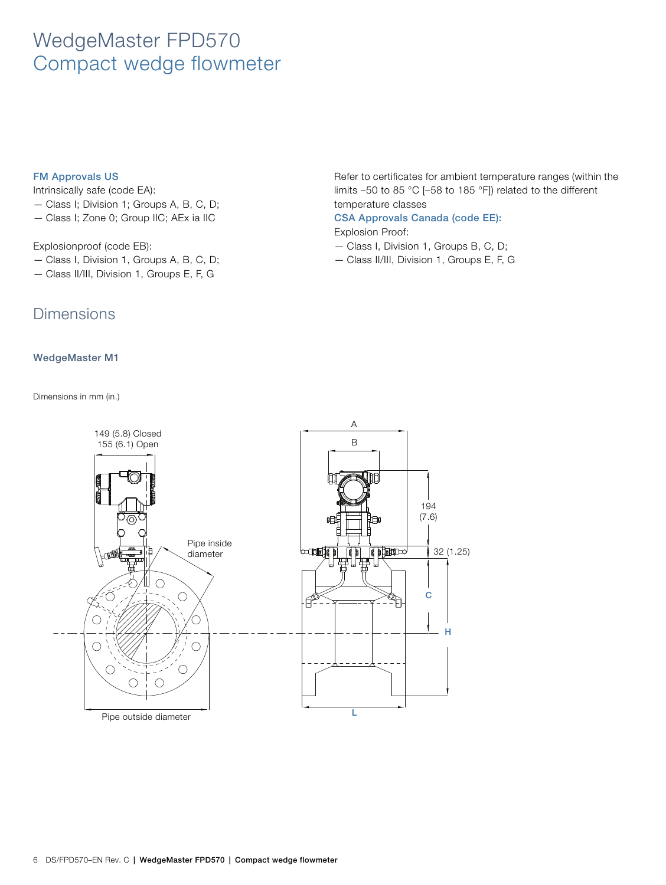### FM Approvals US

Intrinsically safe (code EA):

- Class I; Division 1; Groups A, B, C, D;
- Class I; Zone 0; Group IIC; AEx ia IIC

Explosionproof (code EB):

- Class I, Division 1, Groups A, B, C, D;
- Class II/III, Division 1, Groups E, F, G

Refer to certificates for ambient temperature ranges (within the limits –50 to 85 °C [–58 to 185 °F]) related to the different temperature classes

### CSA Approvals Canada (code EE):

Explosion Proof:

- Class I, Division 1, Groups B, C, D;
- Class II/III, Division 1, Groups E, F, G

## Dimensions

### WedgeMaster M1

Dimensions in mm (in.)

149 (5.8) Closed
155 (6.1) Open

Pipe inside diameter

Pipe outside diameter

A

B

194 (7.6)

32 (1.25)

C

H

L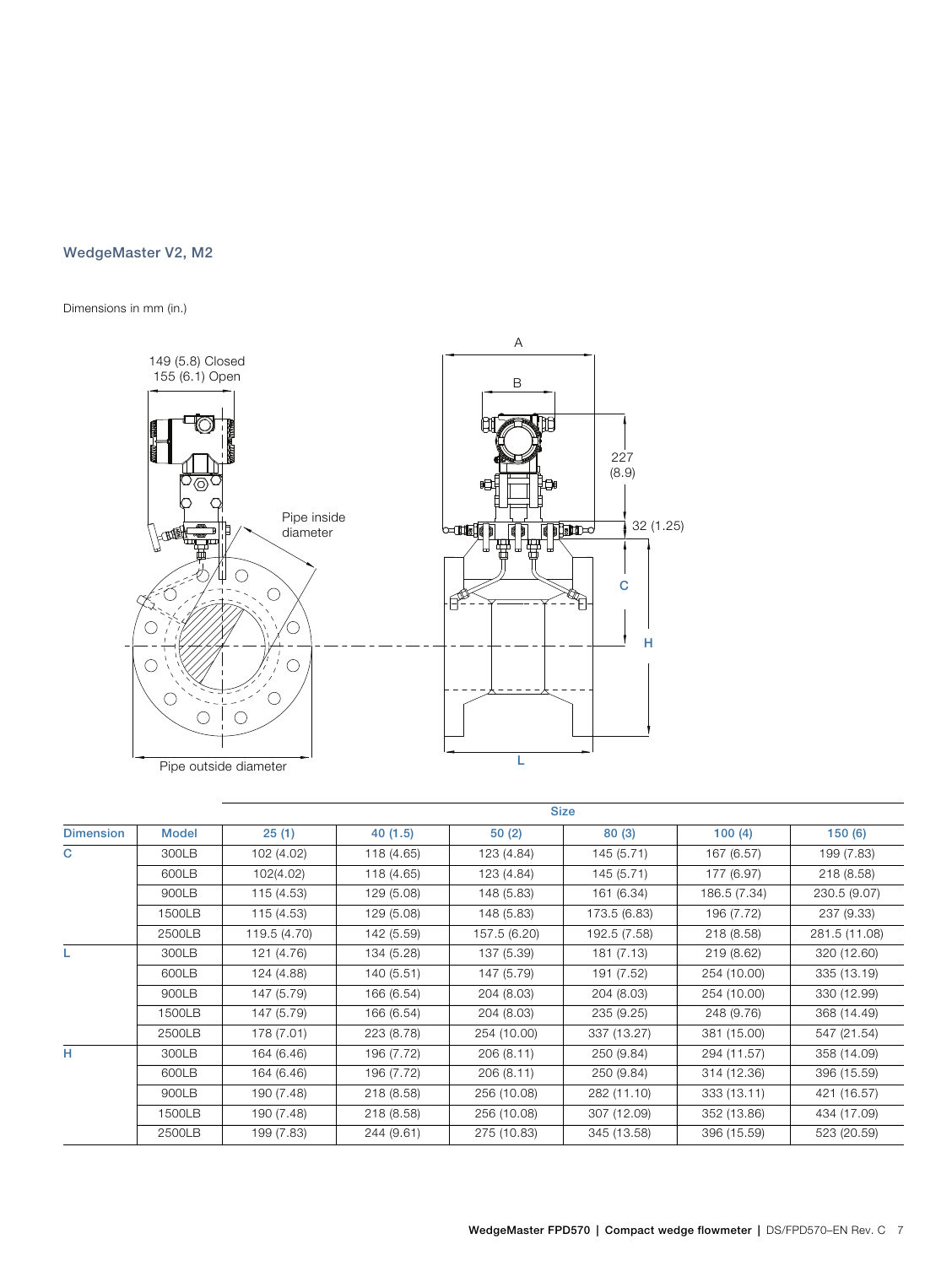## WedgeMaster V2, M2

Dimensions in mm (in.)

| Dimension | Model | Size | | | | | |
|---|---|---|---|---|---|---|---|
| | | 25 (1) | 40 (1.5) | 50 (2) | 80 (3) | 100 (4) | 150 (6) |
| C | 300LB | 102 (4.02) | 118 (4.65) | 123 (4.84) | 145 (5.71) | 167 (6.57) | 199 (7.83) |
| | 600LB | 102(4.02) | 118 (4.65) | 123 (4.84) | 145 (5.71) | 177 (6.97) | 218 (8.58) |
| | 900LB | 115 (4.53) | 129 (5.08) | 148 (5.83) | 161 (6.34) | 186.5 (7.34) | 230.5 (9.07) |
| | 1500LB | 115 (4.53) | 129 (5.08) | 148 (5.83) | 173.5 (6.83) | 196 (7.72) | 237 (9.33) |
| | 2500LB | 119.5 (4.70) | 142 (5.59) | 157.5 (6.20) | 192.5 (7.58) | 218 (8.58) | 281.5 (11.08) |
| L | 300LB | 121 (4.76) | 134 (5.28) | 137 (5.39) | 181 (7.13) | 219 (8.62) | 320 (12.60) |
| | 600LB | 124 (4.88) | 140 (5.51) | 147 (5.79) | 191 (7.52) | 254 (10.00) | 335 (13.19) |
| | 900LB | 147 (5.79) | 166 (6.54) | 204 (8.03) | 204 (8.03) | 254 (10.00) | 330 (12.99) |
| | 1500LB | 147 (5.79) | 166 (6.54) | 204 (8.03) | 235 (9.25) | 248 (9.76) | 368 (14.49) |
| | 2500LB | 178 (7.01) | 223 (8.78) | 254 (10.00) | 337 (13.27) | 381 (15.00) | 547 (21.54) |
| H | 300LB | 164 (6.46) | 196 (7.72) | 206 (8.11) | 250 (9.84) | 294 (11.57) | 358 (14.09) |
| | 600LB | 164 (6.46) | 196 (7.72) | 206 (8.11) | 250 (9.84) | 314 (12.36) | 396 (15.59) |
| | 900LB | 190 (7.48) | 218 (8.58) | 256 (10.08) | 282 (11.10) | 333 (13.11) | 421 (16.57) |
| | 1500LB | 190 (7.48) | 218 (8.58) | 256 (10.08) | 307 (12.09) | 352 (13.86) | 434 (17.09) |
| | 2500LB | 199 (7.83) | 244 (9.61) | 275 (10.83) | 345 (13.58) | 396 (15.59) | 523 (20.59) |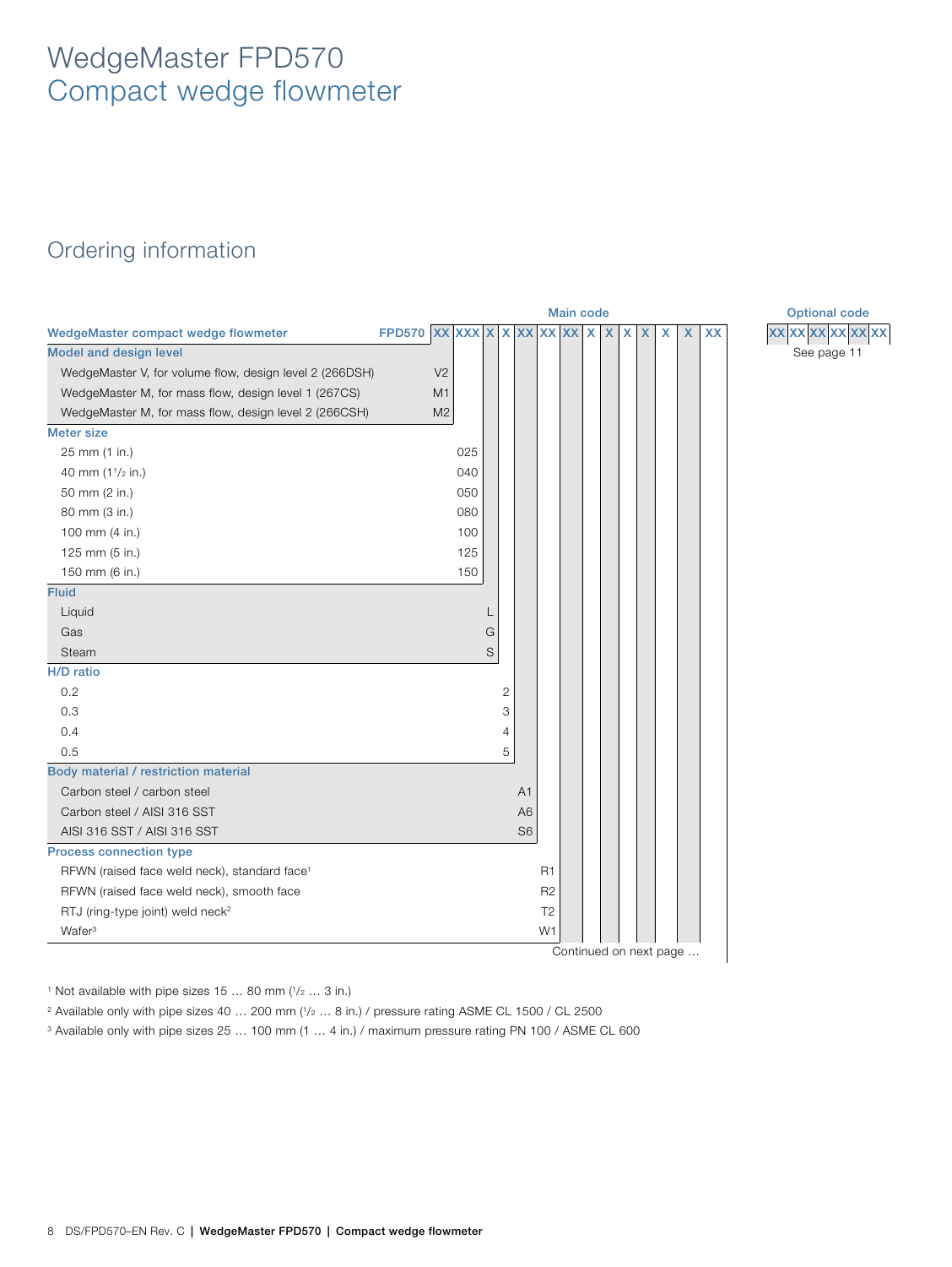# WedgeMaster FPD570
# Compact wedge flowmeter

## Ordering information

| | Main code | | | | | | | | | | | | | | Optional code |
|---|---|---|---|---|---|---|---|---|---|---|---|---|---|---|---|
| **WedgeMaster compact wedge flowmeter** | FPD570 | XX | XXX | X | X | XX | XX | XX | X | X | X | X | X | X | XX | XX XX XX XX XX XX |
| | | | | | | | | | | | | | | | See page 11 |
| **Model and design level** | | | | | | | | | | | | | | | |
| WedgeMaster V, for volume flow, design level 2 (266DSH) | | V2 | | | | | | | | | | | | | |
| WedgeMaster M, for mass flow, design level 1 (267CS) | | M1 | | | | | | | | | | | | | |
| WedgeMaster M, for mass flow, design level 2 (266CSH) | | M2 | | | | | | | | | | | | | |
| **Meter size** | | | | | | | | | | | | | | | |
| 25 mm (1 in.) | | | 025 | | | | | | | | | | | | |
| 40 mm (1[1]/2 in.) | | | 040 | | | | | | | | | | | | |
| 50 mm (2 in.) | | | 050 | | | | | | | | | | | | |
| 80 mm (3 in.) | | | 080 | | | | | | | | | | | | |
| 100 mm (4 in.) | | | 100 | | | | | | | | | | | | |
| 125 mm (5 in.) | | | 125 | | | | | | | | | | | | |
| 150 mm (6 in.) | | | 150 | | | | | | | | | | | | |
| **Fluid** | | | | | | | | | | | | | | | |
| Liquid | | | | L | | | | | | | | | | | |
| Gas | | | | G | | | | | | | | | | | |
| Steam | | | | S | | | | | | | | | | | |
| **H/D ratio** | | | | | | | | | | | | | | | |
| 0.2 | | | | | 2 | | | | | | | | | | |
| 0.3 | | | | | 3 | | | | | | | | | | |
| 0.4 | | | | | 4 | | | | | | | | | | |
| 0.5 | | | | | 5 | | | | | | | | | | |
| **Body material / restriction material** | | | | | | | | | | | | | | | |
| Carbon steel / carbon steel | | | | | | A1 | | | | | | | | | |
| Carbon steel / AISI 316 SST | | | | | | A6 | | | | | | | | | |
| AISI 316 SST / AISI 316 SST | | | | | | S6 | | | | | | | | | |
| **Process connection type** | | | | | | | | | | | | | | | |
| RFWN (raised face weld neck), standard face[1] | | | | | | | R1 | | | | | | | | |
| RFWN (raised face weld neck), smooth face | | | | | | | R2 | | | | | | | | |
| RTJ (ring-type joint) weld neck[2] | | | | | | | T2 | | | | | | | | |
| Wafer[3] | | | | | | | W1 | | | | | | | | |

Continued on next page …

[1] Not available with pipe sizes 15 … 80 mm (1/2 … 3 in.)

[2] Available only with pipe sizes 40 … 200 mm (1/2 … 8 in.) / pressure rating ASME CL 1500 / CL 2500

[3] Available only with pipe sizes 25 … 100 mm (1 … 4 in.) / maximum pressure rating PN 100 / ASME CL 600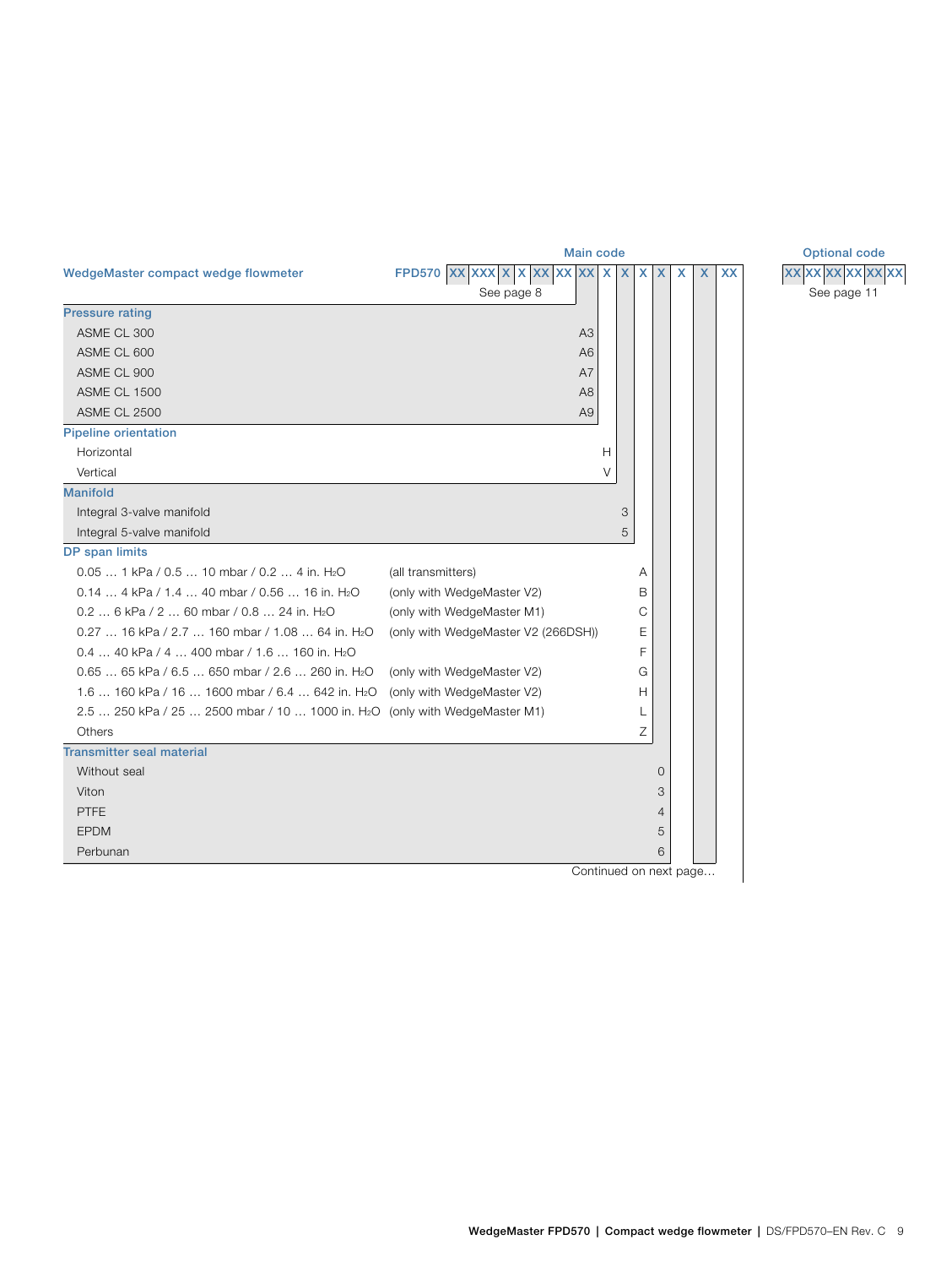**WedgeMaster compact wedge flowmeter**

Main code: FPD570 XX XXX X X XX XX XX X X X X X X XX (See page 8)

Optional code: XX XX XX XX XX XX (See page 11)

| Description | | Code |
|---|---|---|
| **Pressure rating** | | |
| ASME CL 300 | | A3 |
| ASME CL 600 | | A6 |
| ASME CL 900 | | A7 |
| ASME CL 1500 | | A8 |
| ASME CL 2500 | | A9 |
| **Pipeline orientation** | | |
| Horizontal | | H |
| Vertical | | V |
| **Manifold** | | |
| Integral 3-valve manifold | | 3 |
| Integral 5-valve manifold | | 5 |
| **DP span limits** | | |
| 0.05 … 1 kPa / 0.5 … 10 mbar / 0.2 … 4 in. $H_2O$ | (all transmitters) | A |
| 0.14 … 4 kPa / 1.4 … 40 mbar / 0.56 … 16 in. $H_2O$ | (only with WedgeMaster V2) | B |
| 0.2 … 6 kPa / 2 … 60 mbar / 0.8 … 24 in. $H_2O$ | (only with WedgeMaster M1) | C |
| 0.27 … 16 kPa / 2.7 … 160 mbar / 1.08 … 64 in. $H_2O$ | (only with WedgeMaster V2 (266DSH)) | E |
| 0.4 … 40 kPa / 4 … 400 mbar / 1.6 … 160 in. $H_2O$ | | F |
| 0.65 … 65 kPa / 6.5 … 650 mbar / 2.6 … 260 in. $H_2O$ | (only with WedgeMaster V2) | G |
| 1.6 … 160 kPa / 16 … 1600 mbar / 6.4 … 642 in. $H_2O$ | (only with WedgeMaster V2) | H |
| 2.5 … 250 kPa / 25 … 2500 mbar / 10 … 1000 in. $H_2O$ | (only with WedgeMaster M1) | L |
| Others | | Z |
| **Transmitter seal material** | | |
| Without seal | | 0 |
| Viton | | 3 |
| PTFE | | 4 |
| EPDM | | 5 |
| Perbunan | | 6 |

Continued on next page…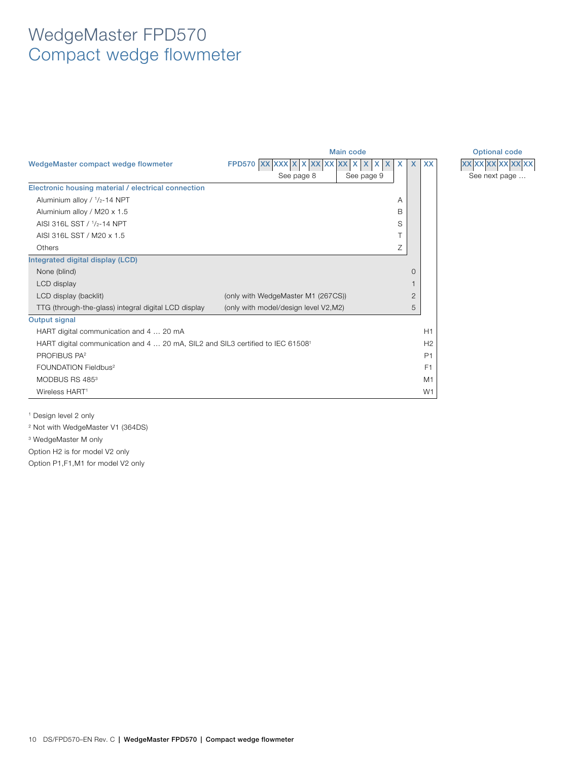# WedgeMaster FPD570
## Compact wedge flowmeter

| | | Main code | | | Optional code |
|---|---|---|---|---|---|
| **WedgeMaster compact wedge flowmeter** | | FPD570 XX XXX X X XX XX XX X X X X (See page 8 / See page 9) | X | X XX | XX XX XX XX XX XX (See next page …) |
| **Electronic housing material / electrical connection** | | | | | |
| Aluminium alloy / 1/2-14 NPT | | | A | | |
| Aluminium alloy / M20 x 1.5 | | | B | | |
| AISI 316L SST / 1/2-14 NPT | | | S | | |
| AISI 316L SST / M20 x 1.5 | | | T | | |
| Others | | | Z | | |
| **Integrated digital display (LCD)** | | | | | |
| None (blind) | | | | 0 | |
| LCD display | | | | 1 | |
| LCD display (backlit) | (only with WedgeMaster M1 (267CS)) | | | 2 | |
| TTG (through-the-glass) integral digital LCD display | (only with model/design level V2,M2) | | | 5 | |
| **Output signal** | | | | | |
| HART digital communication and 4 … 20 mA | | | | H1 | |
| HART digital communication and 4 … 20 mA, SIL2 and SIL3 certified to IEC 61508[1] | | | | H2 | |
| PROFIBUS PA[2] | | | | P1 | |
| FOUNDATION Fieldbus[2] | | | | F1 | |
| MODBUS RS 485[3] | | | | M1 | |
| Wireless HART[1] | | | | W1 | |

[1] Design level 2 only

[2] Not with WedgeMaster V1 (364DS)

[3] WedgeMaster M only

Option H2 is for model V2 only

Option P1,F1,M1 for model V2 only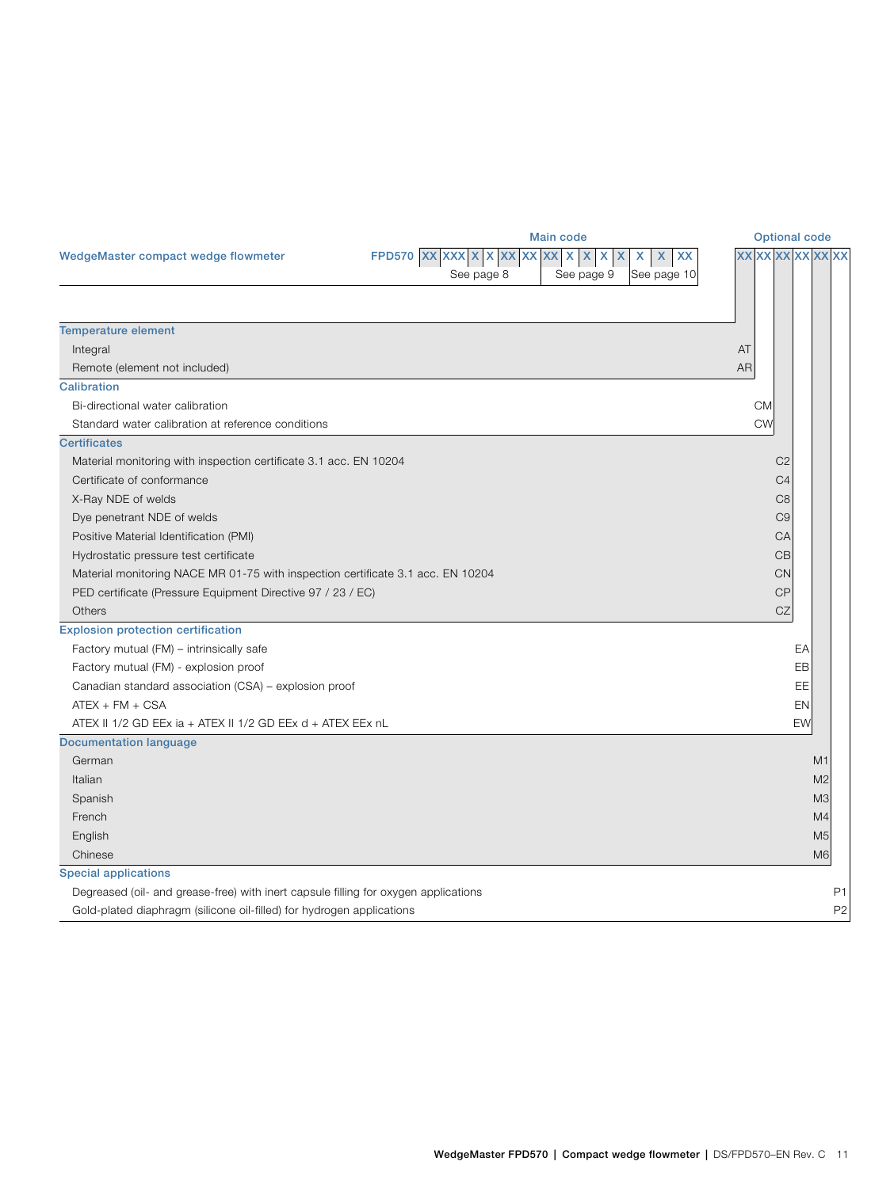| WedgeMaster compact wedge flowmeter | FPD570 | Main code: XX XXX X X XX XX XX X X X X X X XX (See page 8, See page 9, See page 10) | Optional code: XX XX XX XX XX XX |
|---|---|---|---|

| Option | Code |
|---|---|
| **Temperature element** | |
| Integral | AT |
| Remote (element not included) | AR |
| **Calibration** | |
| Bi-directional water calibration | CM |
| Standard water calibration at reference conditions | CW |
| **Certificates** | |
| Material monitoring with inspection certificate 3.1 acc. EN 10204 | C2 |
| Certificate of conformance | C4 |
| X-Ray NDE of welds | C8 |
| Dye penetrant NDE of welds | C9 |
| Positive Material Identification (PMI) | CA |
| Hydrostatic pressure test certificate | CB |
| Material monitoring NACE MR 01-75 with inspection certificate 3.1 acc. EN 10204 | CN |
| PED certificate (Pressure Equipment Directive 97 / 23 / EC) | CP |
| Others | CZ |
| **Explosion protection certification** | |
| Factory mutual (FM) – intrinsically safe | EA |
| Factory mutual (FM) - explosion proof | EB |
| Canadian standard association (CSA) – explosion proof | EE |
| ATEX + FM + CSA | EN |
| ATEX II 1/2 GD EEx ia + ATEX II 1/2 GD EEx d + ATEX EEx nL | EW |
| **Documentation language** | |
| German | M1 |
| Italian | M2 |
| Spanish | M3 |
| French | M4 |
| English | M5 |
| Chinese | M6 |
| **Special applications** | |
| Degreased (oil- and grease-free) with inert capsule filling for oxygen applications | P1 |
| Gold-plated diaphragm (silicone oil-filled) for hydrogen applications | P2 |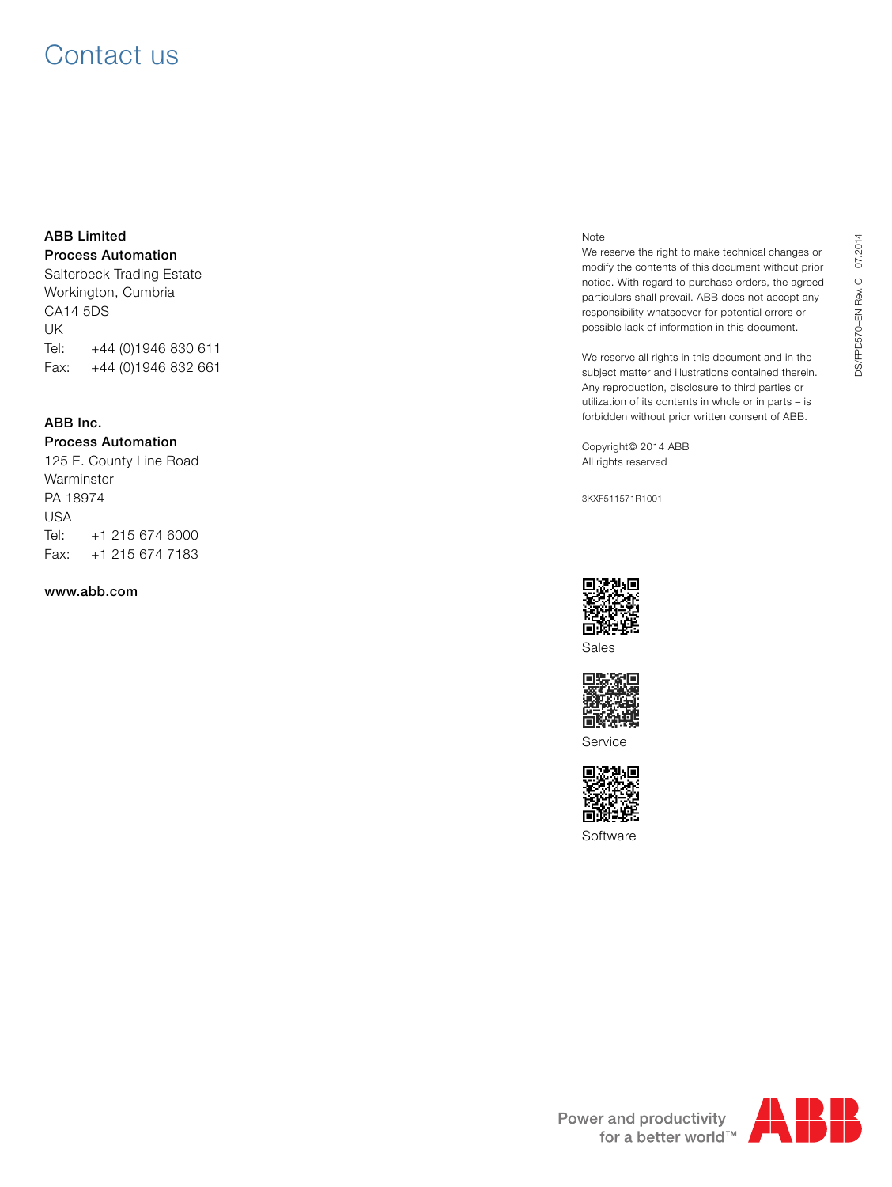# Contact us

**ABB Limited**
**Process Automation**
Salterbeck Trading Estate
Workington, Cumbria
CA14 5DS
UK
Tel: +44 (0)1946 830 611
Fax: +44 (0)1946 832 661

**ABB Inc.**
**Process Automation**
125 E. County Line Road
Warminster
PA 18974
USA
Tel: +1 215 674 6000
Fax: +1 215 674 7183

**www.abb.com**

Note
We reserve the right to make technical changes or modify the contents of this document without prior notice. With regard to purchase orders, the agreed particulars shall prevail. ABB does not accept any responsibility whatsoever for potential errors or possible lack of information in this document.

We reserve all rights in this document and in the subject matter and illustrations contained therein. Any reproduction, disclosure to third parties or utilization of its contents in whole or in parts – is forbidden without prior written consent of ABB.

Copyright© 2014 ABB
All rights reserved

3KXF511571R1001

Sales

Service

Software

DS/FPD570–EN Rev. C 07.2014

Power and productivity
for a better world™